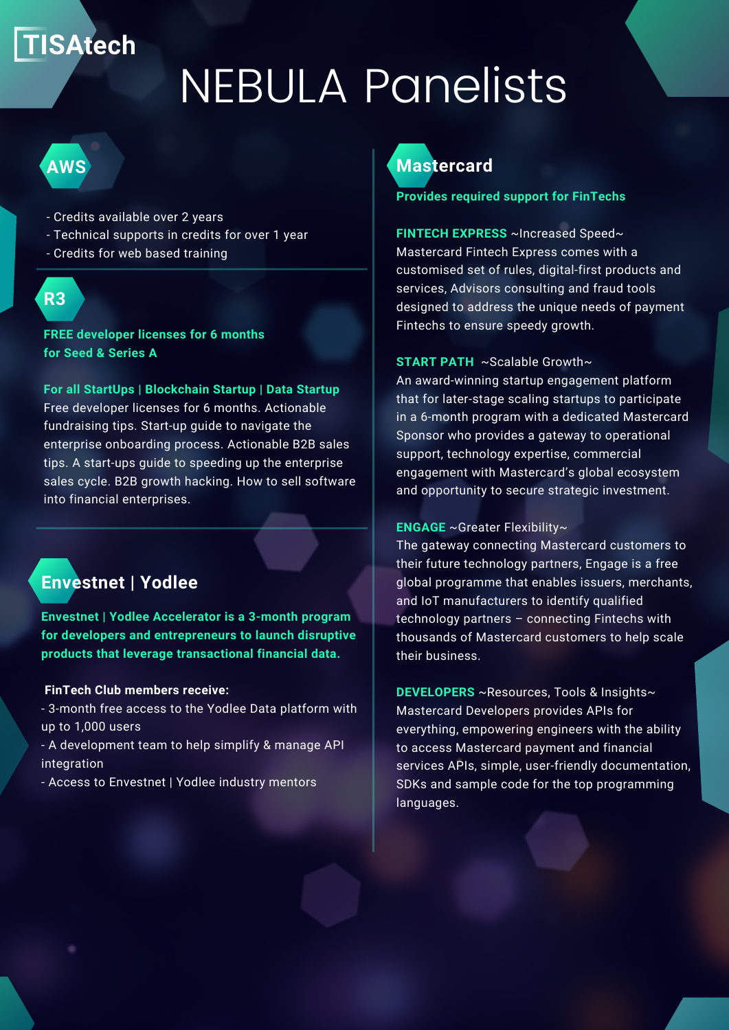TISAtech

# NEBULA Panelists

## AWS

- Credits available over 2 years
- Technical supports in credits for over 1 year
- Credits for web based training

## R3

**FREE developer licenses for 6 months for Seed & Series A**

**For all StartUps | Blockchain Startup | Data Startup**
Free developer licenses for 6 months. Actionable fundraising tips. Start-up guide to navigate the enterprise onboarding process. Actionable B2B sales tips. A start-ups guide to speeding up the enterprise sales cycle. B2B growth hacking. How to sell software into financial enterprises.

## Envestnet | Yodlee

**Envestnet | Yodlee Accelerator is a 3-month program for developers and entrepreneurs to launch disruptive products that leverage transactional financial data.**

**FinTech Club members receive:**

- 3-month free access to the Yodlee Data platform with up to 1,000 users
- A development team to help simplify & manage API integration
- Access to Envestnet | Yodlee industry mentors

## Mastercard

**Provides required support for FinTechs**

**FINTECH EXPRESS** ~Increased Speed~
Mastercard Fintech Express comes with a customised set of rules, digital-first products and services, Advisors consulting and fraud tools designed to address the unique needs of payment Fintechs to ensure speedy growth.

**START PATH** ~Scalable Growth~
An award-winning startup engagement platform that for later-stage scaling startups to participate in a 6-month program with a dedicated Mastercard Sponsor who provides a gateway to operational support, technology expertise, commercial engagement with Mastercard's global ecosystem and opportunity to secure strategic investment.

**ENGAGE** ~Greater Flexibility~
The gateway connecting Mastercard customers to their future technology partners, Engage is a free global programme that enables issuers, merchants, and IoT manufacturers to identify qualified technology partners – connecting Fintechs with thousands of Mastercard customers to help scale their business.

**DEVELOPERS** ~Resources, Tools & Insights~
Mastercard Developers provides APIs for everything, empowering engineers with the ability to access Mastercard payment and financial services APIs, simple, user-friendly documentation, SDKs and sample code for the top programming languages.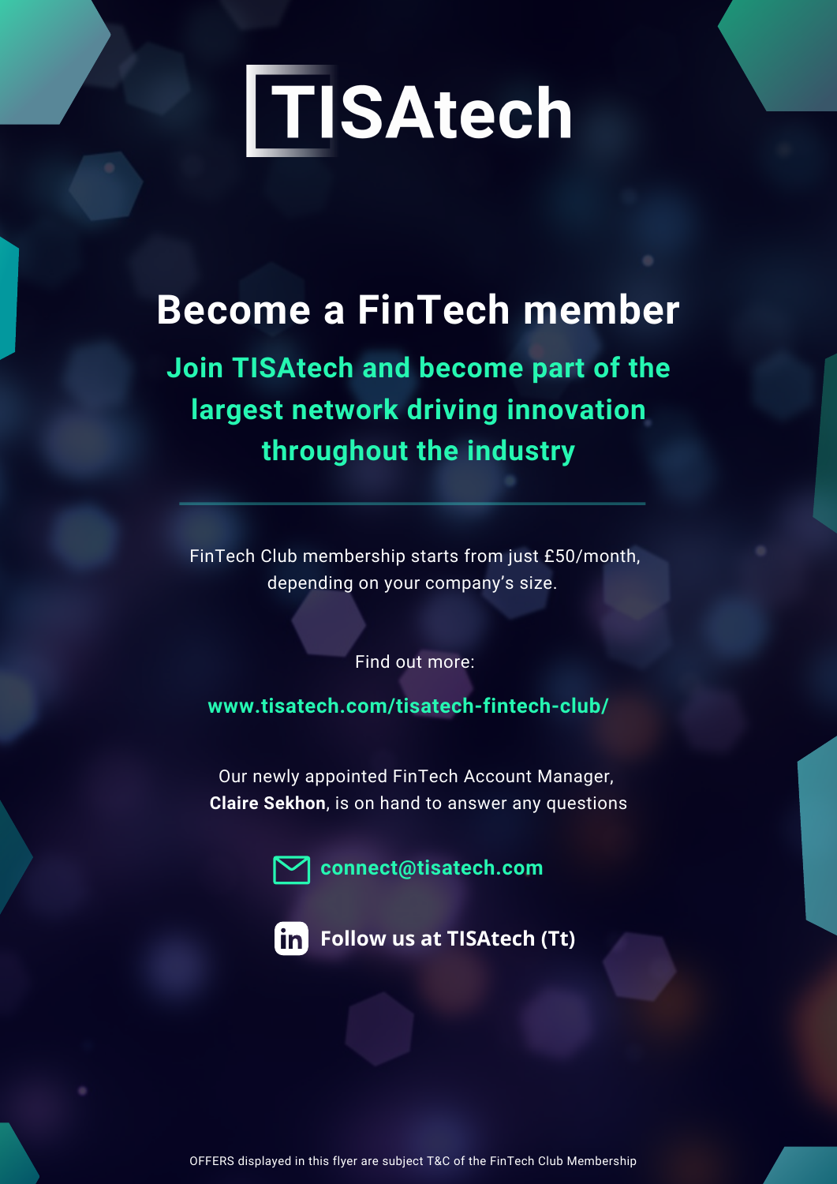# TISAtech

## Become a FinTech member

### Join TISAtech and become part of the largest network driving innovation throughout the industry

---

FinTech Club membership starts from just £50/month, depending on your company's size.

Find out more:

**www.tisatech.com/tisatech-fintech-club/**

Our newly appointed FinTech Account Manager, **Claire Sekhon**, is on hand to answer any questions

**connect@tisatech.com**

**Follow us at TISAtech (Tt)**

OFFERS displayed in this flyer are subject T&C of the FinTech Club Membership